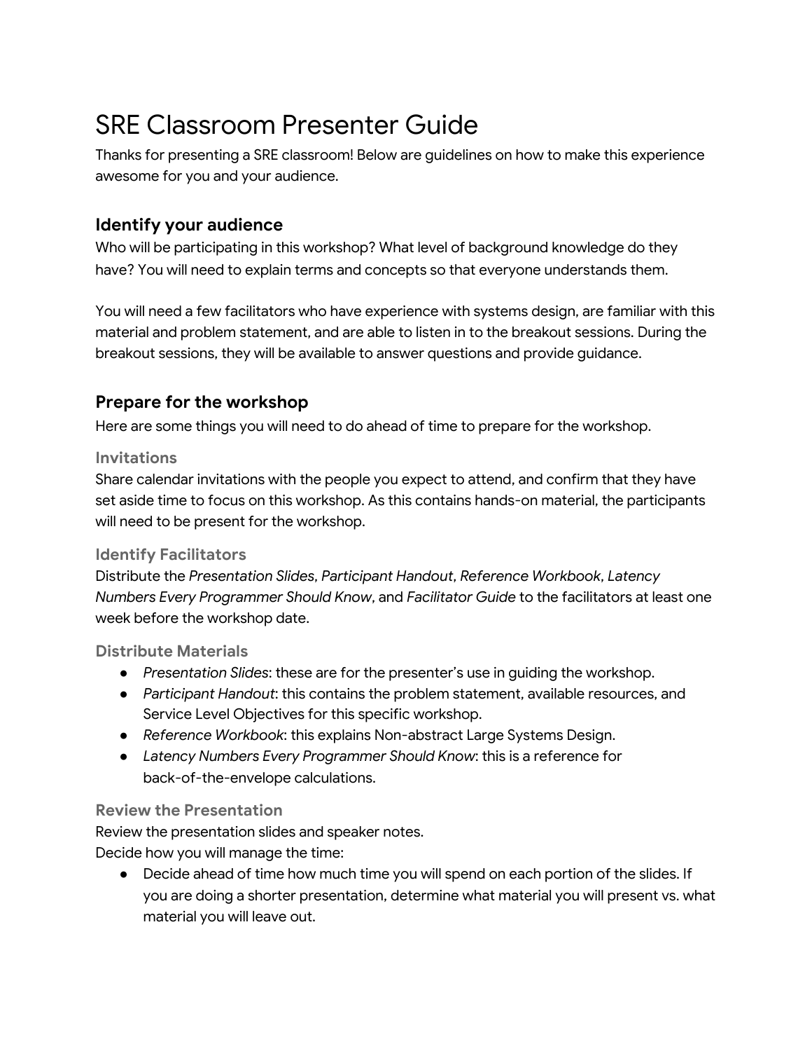# SRE Classroom Presenter Guide

Thanks for presenting a SRE classroom! Below are guidelines on how to make this experience awesome for you and your audience.

## Identify your audience

Who will be participating in this workshop? What level of background knowledge do they have? You will need to explain terms and concepts so that everyone understands them.

You will need a few facilitators who have experience with systems design, are familiar with this material and problem statement, and are able to listen in to the breakout sessions. During the breakout sessions, they will be available to answer questions and provide guidance.

## Prepare for the workshop

Here are some things you will need to do ahead of time to prepare for the workshop.

### Invitations

Share calendar invitations with the people you expect to attend, and confirm that they have set aside time to focus on this workshop. As this contains hands-on material, the participants will need to be present for the workshop.

### Identify Facilitators

Distribute the *Presentation Slides*, *Participant Handout*, *Reference Workbook*, *Latency Numbers Every Programmer Should Know*, and *Facilitator Guide* to the facilitators at least one week before the workshop date.

### Distribute Materials

- *Presentation Slides*: these are for the presenter's use in guiding the workshop.
- *Participant Handout*: this contains the problem statement, available resources, and Service Level Objectives for this specific workshop.
- *Reference Workbook*: this explains Non-abstract Large Systems Design.
- *Latency Numbers Every Programmer Should Know*: this is a reference for back-of-the-envelope calculations.

### Review the Presentation

Review the presentation slides and speaker notes.
Decide how you will manage the time:

- Decide ahead of time how much time you will spend on each portion of the slides. If you are doing a shorter presentation, determine what material you will present vs. what material you will leave out.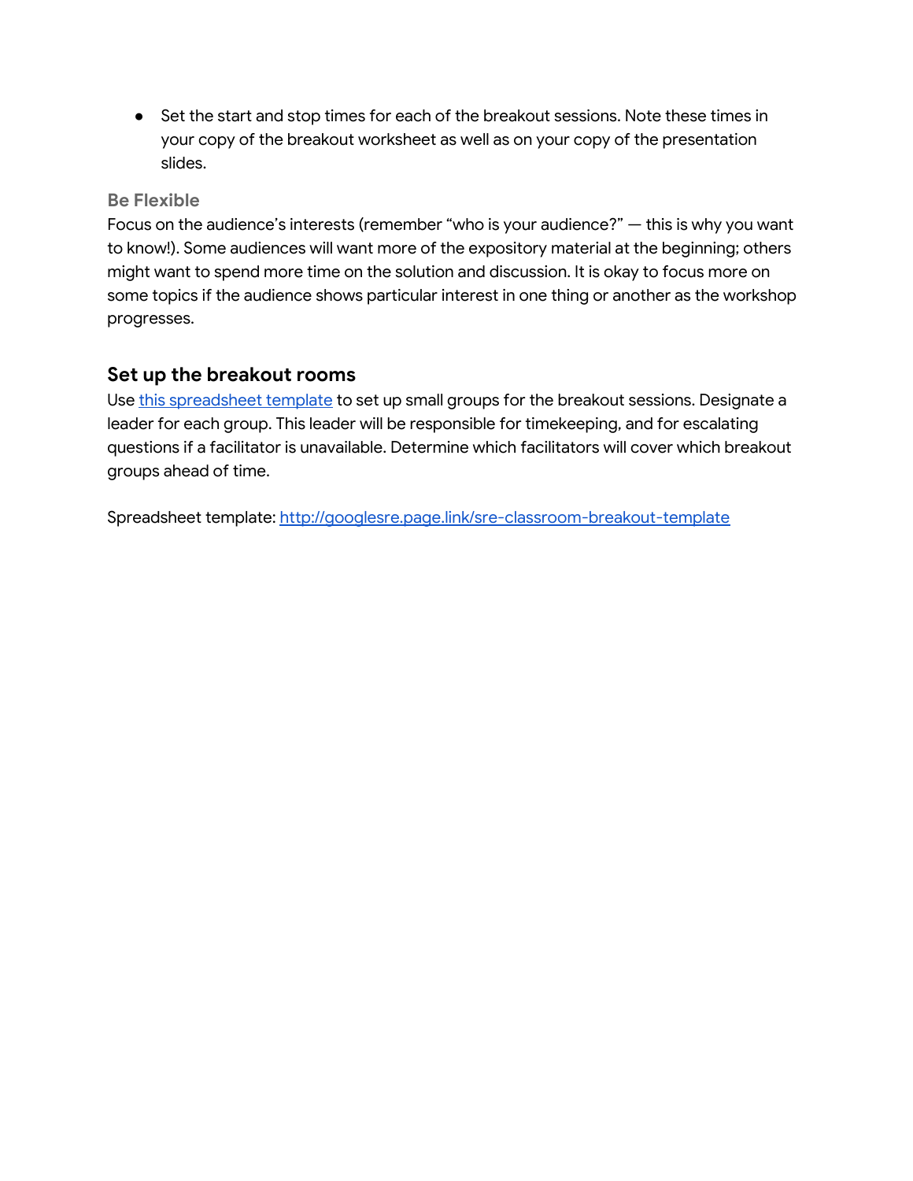- Set the start and stop times for each of the breakout sessions. Note these times in your copy of the breakout worksheet as well as on your copy of the presentation slides.

### Be Flexible

Focus on the audience's interests (remember "who is your audience?" — this is why you want to know!). Some audiences will want more of the expository material at the beginning; others might want to spend more time on the solution and discussion. It is okay to focus more on some topics if the audience shows particular interest in one thing or another as the workshop progresses.

## Set up the breakout rooms

Use [this spreadsheet template](http://googlesre.page.link/sre-classroom-breakout-template) to set up small groups for the breakout sessions. Designate a leader for each group. This leader will be responsible for timekeeping, and for escalating questions if a facilitator is unavailable. Determine which facilitators will cover which breakout groups ahead of time.

Spreadsheet template: http://googlesre.page.link/sre-classroom-breakout-template